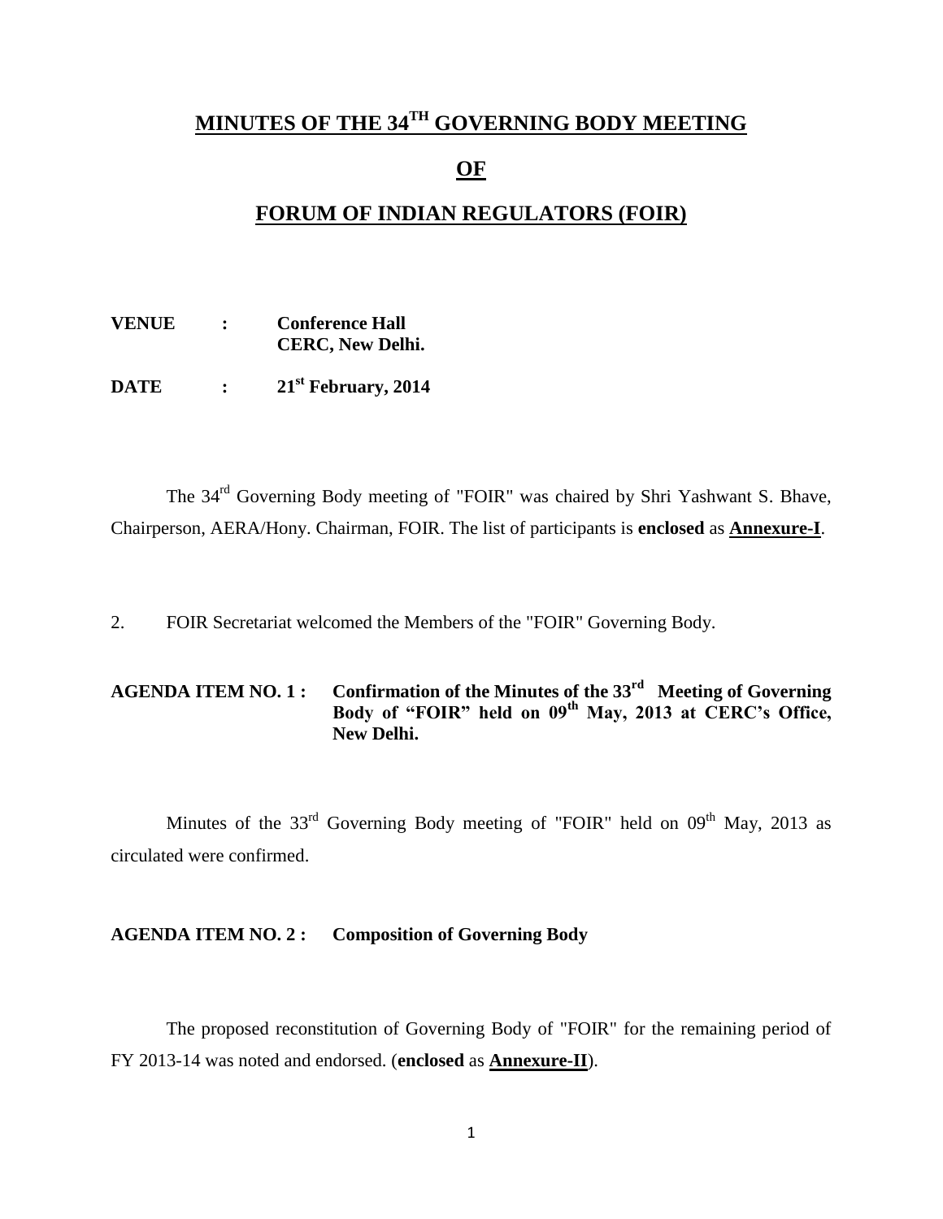# MINUTES OF THE 34TH GOVERNING BODY MEETING

# OF

# FORUM OF INDIAN REGULATORS (FOIR)

**VENUE : Conference Hall**
**CERC, New Delhi.**

**DATE : 21st February, 2014**

The 34rd Governing Body meeting of "FOIR" was chaired by Shri Yashwant S. Bhave, Chairperson, AERA/Hony. Chairman, FOIR. The list of participants is **enclosed** as **Annexure-I**.

2. FOIR Secretariat welcomed the Members of the "FOIR" Governing Body.

**AGENDA ITEM NO. 1 : Confirmation of the Minutes of the 33rd Meeting of Governing Body of "FOIR" held on 09th May, 2013 at CERC's Office, New Delhi.**

Minutes of the 33rd Governing Body meeting of "FOIR" held on 09th May, 2013 as circulated were confirmed.

**AGENDA ITEM NO. 2 : Composition of Governing Body**

The proposed reconstitution of Governing Body of "FOIR" for the remaining period of FY 2013-14 was noted and endorsed. (**enclosed** as **Annexure-II**).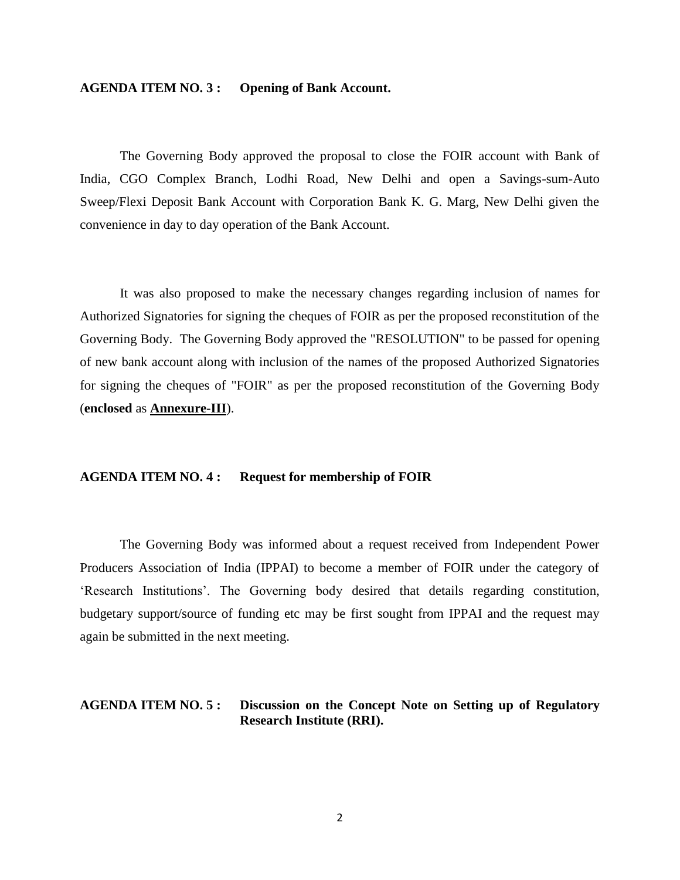**AGENDA ITEM NO. 3 : Opening of Bank Account.**

The Governing Body approved the proposal to close the FOIR account with Bank of India, CGO Complex Branch, Lodhi Road, New Delhi and open a Savings-sum-Auto Sweep/Flexi Deposit Bank Account with Corporation Bank K. G. Marg, New Delhi given the convenience in day to day operation of the Bank Account.

It was also proposed to make the necessary changes regarding inclusion of names for Authorized Signatories for signing the cheques of FOIR as per the proposed reconstitution of the Governing Body. The Governing Body approved the "RESOLUTION" to be passed for opening of new bank account along with inclusion of the names of the proposed Authorized Signatories for signing the cheques of "FOIR" as per the proposed reconstitution of the Governing Body (**enclosed** as **Annexure-III**).

**AGENDA ITEM NO. 4 : Request for membership of FOIR**

The Governing Body was informed about a request received from Independent Power Producers Association of India (IPPAI) to become a member of FOIR under the category of 'Research Institutions'. The Governing body desired that details regarding constitution, budgetary support/source of funding etc may be first sought from IPPAI and the request may again be submitted in the next meeting.

**AGENDA ITEM NO. 5 : Discussion on the Concept Note on Setting up of Regulatory Research Institute (RRI).**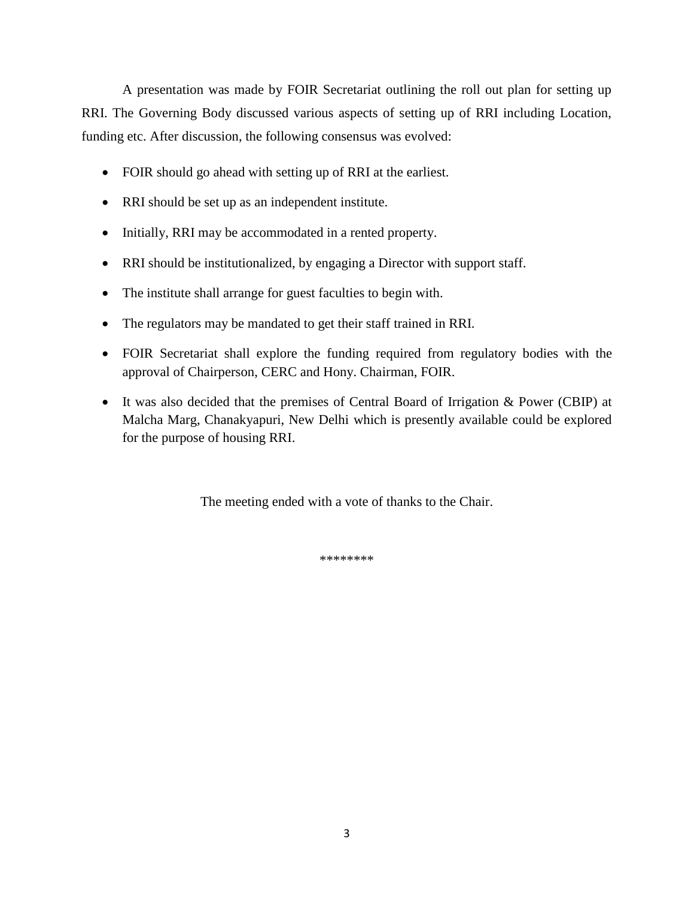A presentation was made by FOIR Secretariat outlining the roll out plan for setting up RRI. The Governing Body discussed various aspects of setting up of RRI including Location, funding etc. After discussion, the following consensus was evolved:

- FOIR should go ahead with setting up of RRI at the earliest.
- RRI should be set up as an independent institute.
- Initially, RRI may be accommodated in a rented property.
- RRI should be institutionalized, by engaging a Director with support staff.
- The institute shall arrange for guest faculties to begin with.
- The regulators may be mandated to get their staff trained in RRI.
- FOIR Secretariat shall explore the funding required from regulatory bodies with the approval of Chairperson, CERC and Hony. Chairman, FOIR.
- It was also decided that the premises of Central Board of Irrigation & Power (CBIP) at Malcha Marg, Chanakyapuri, New Delhi which is presently available could be explored for the purpose of housing RRI.

The meeting ended with a vote of thanks to the Chair.

********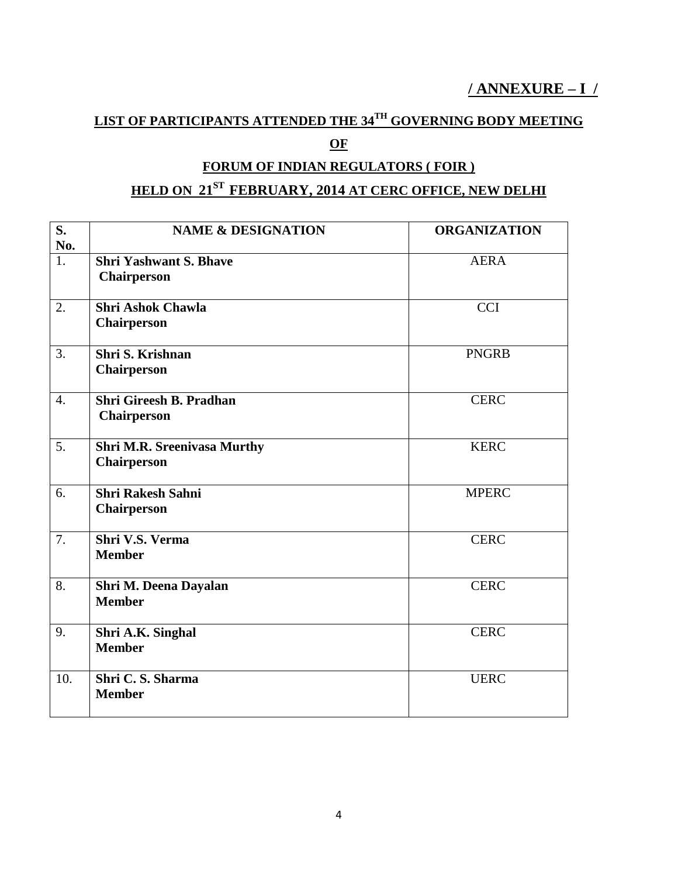**/ ANNEXURE – I /**

## LIST OF PARTICIPANTS ATTENDED THE 34TH GOVERNING BODY MEETING

## OF

## FORUM OF INDIAN REGULATORS ( FOIR )

## HELD ON 21ST FEBRUARY, 2014 AT CERC OFFICE, NEW DELHI

| S. No. | NAME & DESIGNATION | ORGANIZATION |
|---|---|---|
| 1. | **Shri Yashwant S. Bhave**<br>**Chairperson** | AERA |
| 2. | **Shri Ashok Chawla**<br>**Chairperson** | CCI |
| 3. | **Shri S. Krishnan**<br>**Chairperson** | PNGRB |
| 4. | **Shri Gireesh B. Pradhan**<br>**Chairperson** | CERC |
| 5. | **Shri M.R. Sreenivasa Murthy**<br>**Chairperson** | KERC |
| 6. | **Shri Rakesh Sahni**<br>**Chairperson** | MPERC |
| 7. | **Shri V.S. Verma**<br>**Member** | CERC |
| 8. | **Shri M. Deena Dayalan**<br>**Member** | CERC |
| 9. | **Shri A.K. Singhal**<br>**Member** | CERC |
| 10. | **Shri C. S. Sharma**<br>**Member** | UERC |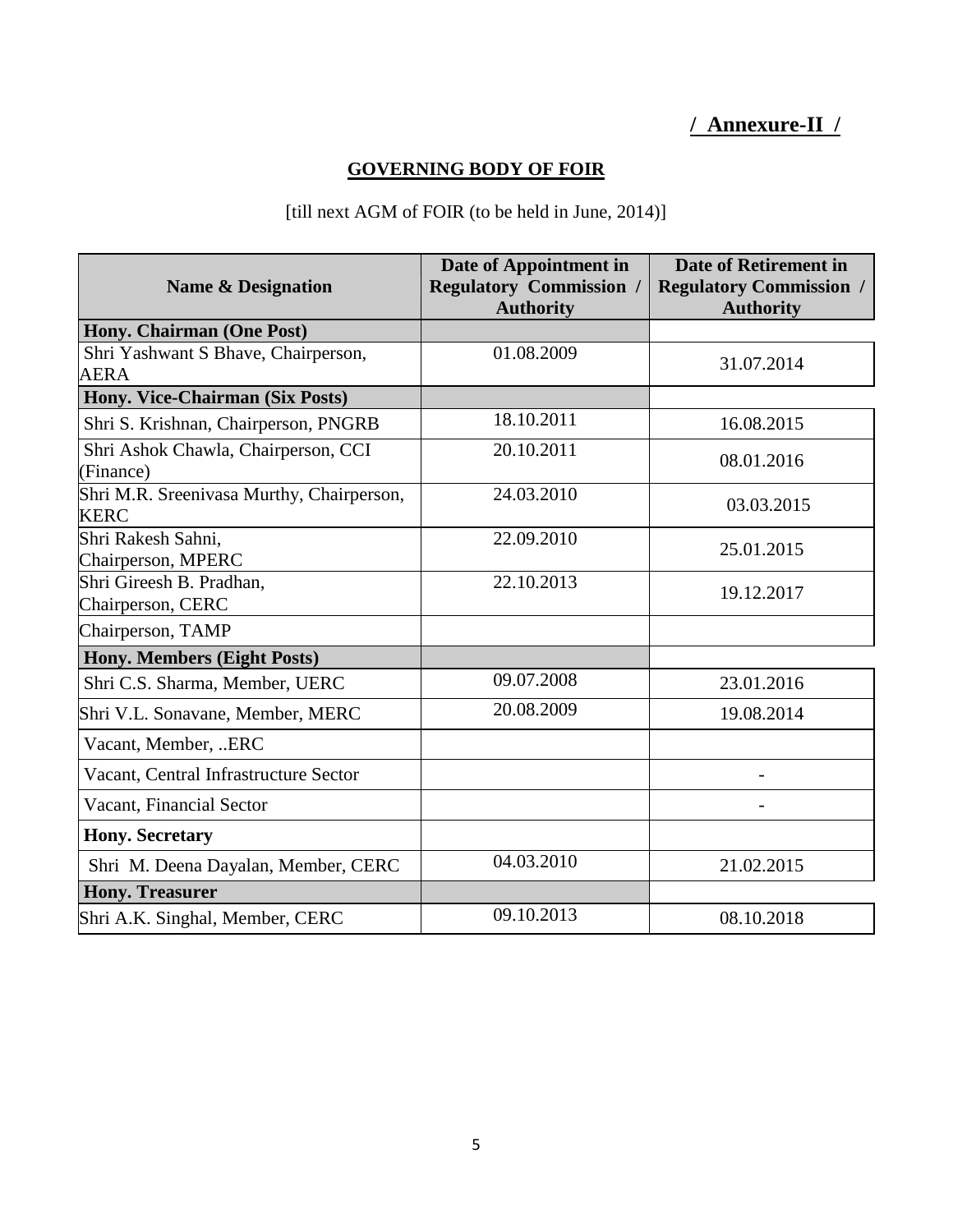**/ Annexure-II /**

## GOVERNING BODY OF FOIR

[till next AGM of FOIR (to be held in June, 2014)]

| Name & Designation | Date of Appointment in Regulatory Commission / Authority | Date of Retirement in Regulatory Commission / Authority |
|---|---|---|
| **Hony. Chairman (One Post)** | | |
| Shri Yashwant S Bhave, Chairperson, AERA | 01.08.2009 | 31.07.2014 |
| **Hony. Vice-Chairman (Six Posts)** | | |
| Shri S. Krishnan, Chairperson, PNGRB | 18.10.2011 | 16.08.2015 |
| Shri Ashok Chawla, Chairperson, CCI (Finance) | 20.10.2011 | 08.01.2016 |
| Shri M.R. Sreenivasa Murthy, Chairperson, KERC | 24.03.2010 | 03.03.2015 |
| Shri Rakesh Sahni, Chairperson, MPERC | 22.09.2010 | 25.01.2015 |
| Shri Gireesh B. Pradhan, Chairperson, CERC | 22.10.2013 | 19.12.2017 |
| Chairperson, TAMP | | |
| **Hony. Members (Eight Posts)** | | |
| Shri C.S. Sharma, Member, UERC | 09.07.2008 | 23.01.2016 |
| Shri V.L. Sonavane, Member, MERC | 20.08.2009 | 19.08.2014 |
| Vacant, Member, ..ERC | | |
| Vacant, Central Infrastructure Sector | | - |
| Vacant, Financial Sector | | - |
| **Hony. Secretary** | | |
| Shri M. Deena Dayalan, Member, CERC | 04.03.2010 | 21.02.2015 |
| **Hony. Treasurer** | | |
| Shri A.K. Singhal, Member, CERC | 09.10.2013 | 08.10.2018 |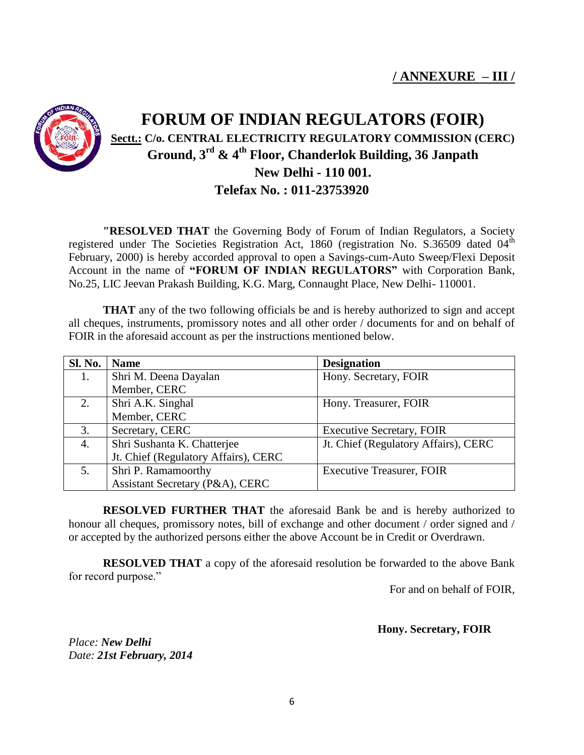**/ ANNEXURE – III /**

# FORUM OF INDIAN REGULATORS (FOIR)

**Sectt.: C/o. CENTRAL ELECTRICITY REGULATORY COMMISSION (CERC)**
**Ground, 3rd & 4th Floor, Chanderlok Building, 36 Janpath**
**New Delhi - 110 001.**
**Telefax No. : 011-23753920**

**"RESOLVED THAT** the Governing Body of Forum of Indian Regulators, a Society registered under The Societies Registration Act, 1860 (registration No. S.36509 dated 04th February, 2000) is hereby accorded approval to open a Savings-cum-Auto Sweep/Flexi Deposit Account in the name of **"FORUM OF INDIAN REGULATORS"** with Corporation Bank, No.25, LIC Jeevan Prakash Building, K.G. Marg, Connaught Place, New Delhi- 110001.

**THAT** any of the two following officials be and is hereby authorized to sign and accept all cheques, instruments, promissory notes and all other order / documents for and on behalf of FOIR in the aforesaid account as per the instructions mentioned below.

| Sl. No. | Name | Designation |
|---|---|---|
| 1. | Shri M. Deena Dayalan<br>Member, CERC | Hony. Secretary, FOIR |
| 2. | Shri A.K. Singhal<br>Member, CERC | Hony. Treasurer, FOIR |
| 3. | Secretary, CERC | Executive Secretary, FOIR |
| 4. | Shri Sushanta K. Chatterjee<br>Jt. Chief (Regulatory Affairs), CERC | Jt. Chief (Regulatory Affairs), CERC |
| 5. | Shri P. Ramamoorthy<br>Assistant Secretary (P&A), CERC | Executive Treasurer, FOIR |

**RESOLVED FURTHER THAT** the aforesaid Bank be and is hereby authorized to honour all cheques, promissory notes, bill of exchange and other document / order signed and / or accepted by the authorized persons either the above Account be in Credit or Overdrawn.

**RESOLVED THAT** a copy of the aforesaid resolution be forwarded to the above Bank for record purpose."

For and on behalf of FOIR,

**Hony. Secretary, FOIR**

*Place: **New Delhi***
*Date: **21st February, 2014***